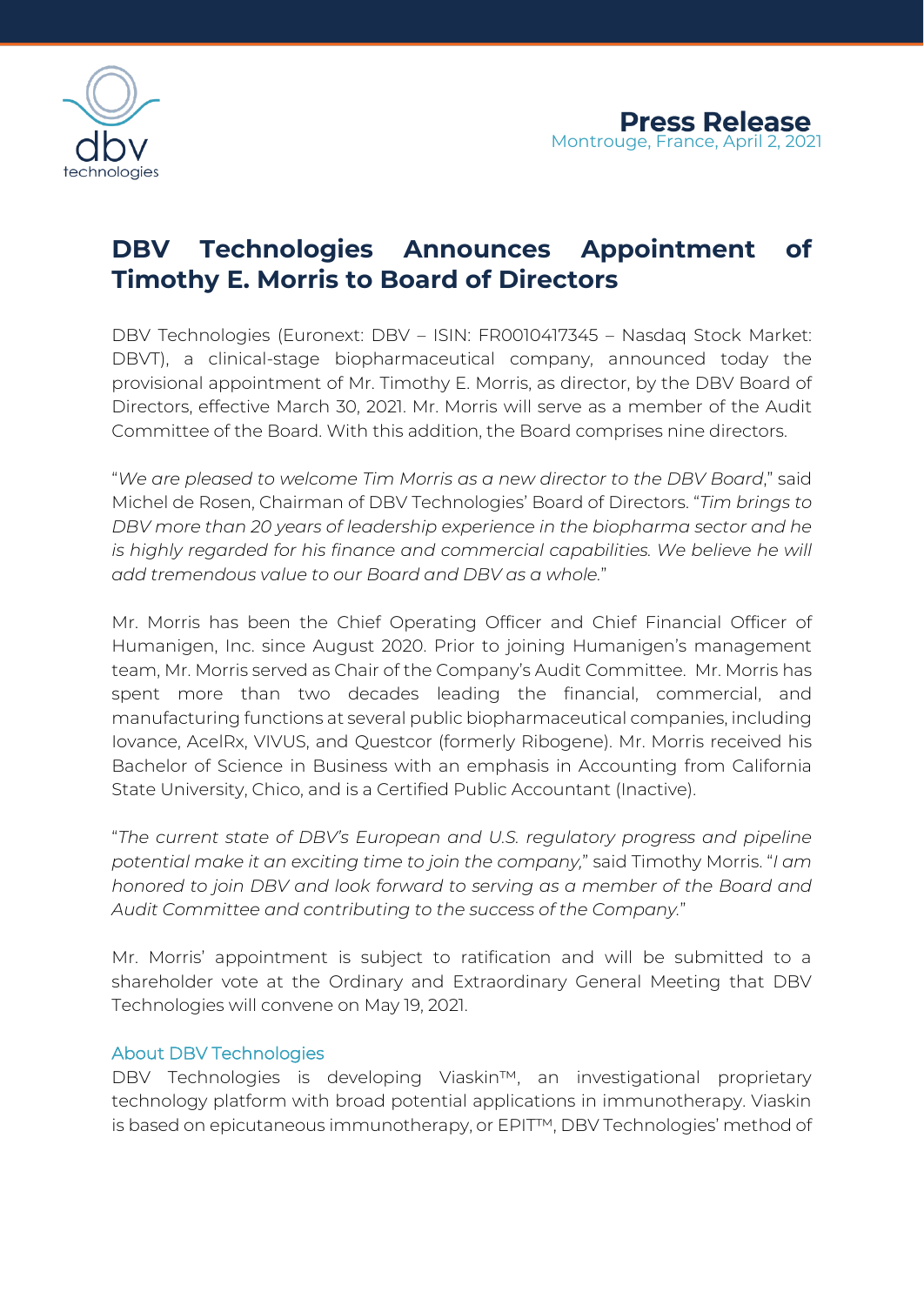**Press Release**
Montrouge, France, April 2, 2021

# DBV Technologies Announces Appointment of Timothy E. Morris to Board of Directors

DBV Technologies (Euronext: DBV – ISIN: FR0010417345 – Nasdaq Stock Market: DBVT), a clinical-stage biopharmaceutical company, announced today the provisional appointment of Mr. Timothy E. Morris, as director, by the DBV Board of Directors, effective March 30, 2021. Mr. Morris will serve as a member of the Audit Committee of the Board. With this addition, the Board comprises nine directors.

"*We are pleased to welcome Tim Morris as a new director to the DBV Board*," said Michel de Rosen, Chairman of DBV Technologies' Board of Directors. "*Tim brings to DBV more than 20 years of leadership experience in the biopharma sector and he is highly regarded for his finance and commercial capabilities. We believe he will add tremendous value to our Board and DBV as a whole.*"

Mr. Morris has been the Chief Operating Officer and Chief Financial Officer of Humanigen, Inc. since August 2020. Prior to joining Humanigen's management team, Mr. Morris served as Chair of the Company's Audit Committee. Mr. Morris has spent more than two decades leading the financial, commercial, and manufacturing functions at several public biopharmaceutical companies, including Iovance, AcelRx, VIVUS, and Questcor (formerly Ribogene). Mr. Morris received his Bachelor of Science in Business with an emphasis in Accounting from California State University, Chico, and is a Certified Public Accountant (Inactive).

"*The current state of DBV's European and U.S. regulatory progress and pipeline potential make it an exciting time to join the company,*" said Timothy Morris. "*I am honored to join DBV and look forward to serving as a member of the Board and Audit Committee and contributing to the success of the Company.*"

Mr. Morris' appointment is subject to ratification and will be submitted to a shareholder vote at the Ordinary and Extraordinary General Meeting that DBV Technologies will convene on May 19, 2021.

## About DBV Technologies

DBV Technologies is developing Viaskin™, an investigational proprietary technology platform with broad potential applications in immunotherapy. Viaskin is based on epicutaneous immunotherapy, or EPIT™, DBV Technologies' method of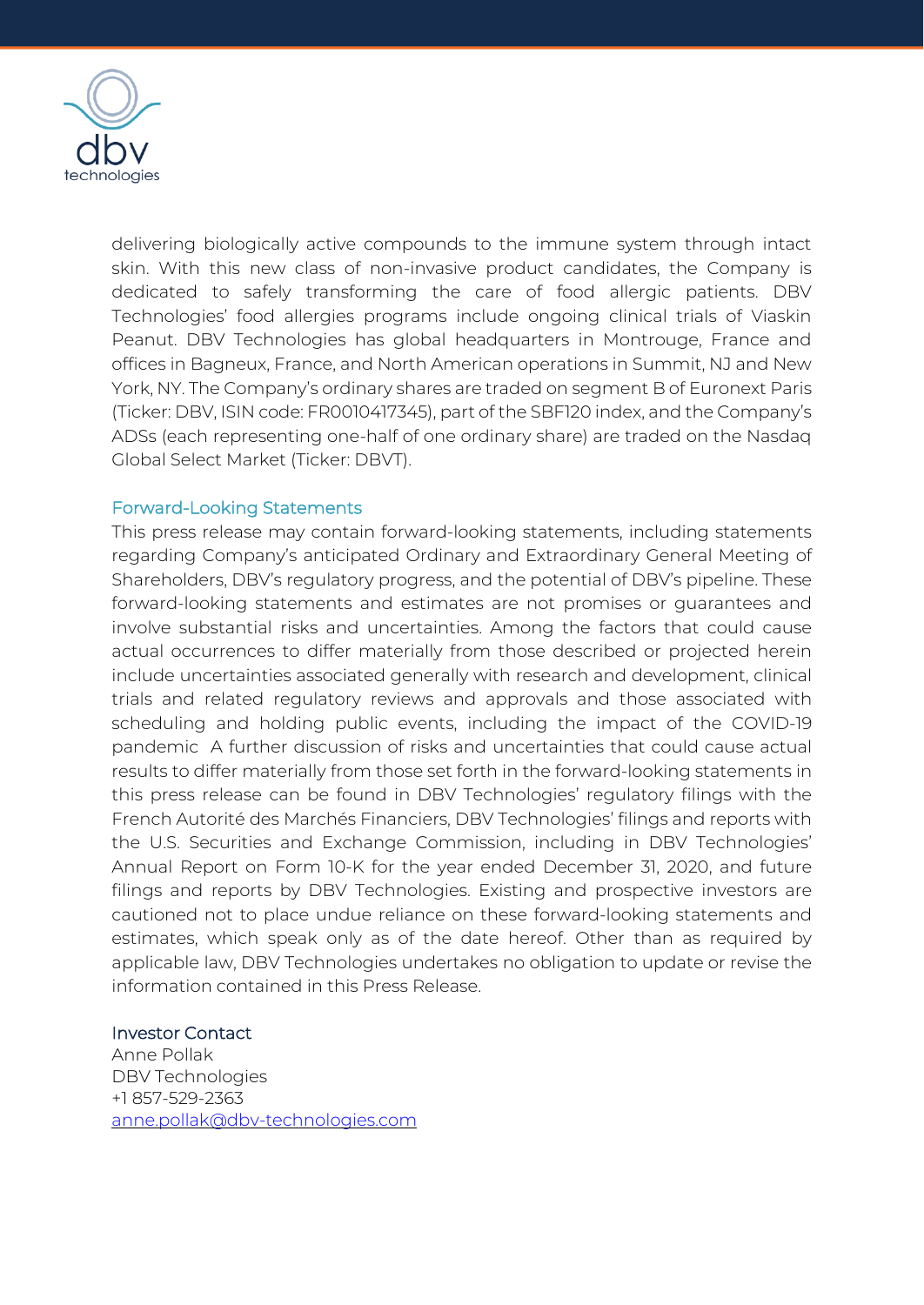delivering biologically active compounds to the immune system through intact skin. With this new class of non-invasive product candidates, the Company is dedicated to safely transforming the care of food allergic patients. DBV Technologies' food allergies programs include ongoing clinical trials of Viaskin Peanut. DBV Technologies has global headquarters in Montrouge, France and offices in Bagneux, France, and North American operations in Summit, NJ and New York, NY. The Company's ordinary shares are traded on segment B of Euronext Paris (Ticker: DBV, ISIN code: FR0010417345), part of the SBF120 index, and the Company's ADSs (each representing one-half of one ordinary share) are traded on the Nasdaq Global Select Market (Ticker: DBVT).

## Forward-Looking Statements

This press release may contain forward-looking statements, including statements regarding Company's anticipated Ordinary and Extraordinary General Meeting of Shareholders, DBV's regulatory progress, and the potential of DBV's pipeline. These forward-looking statements and estimates are not promises or guarantees and involve substantial risks and uncertainties. Among the factors that could cause actual occurrences to differ materially from those described or projected herein include uncertainties associated generally with research and development, clinical trials and related regulatory reviews and approvals and those associated with scheduling and holding public events, including the impact of the COVID-19 pandemic  A further discussion of risks and uncertainties that could cause actual results to differ materially from those set forth in the forward-looking statements in this press release can be found in DBV Technologies' regulatory filings with the French Autorité des Marchés Financiers, DBV Technologies' filings and reports with the U.S. Securities and Exchange Commission, including in DBV Technologies' Annual Report on Form 10-K for the year ended December 31, 2020, and future filings and reports by DBV Technologies. Existing and prospective investors are cautioned not to place undue reliance on these forward-looking statements and estimates, which speak only as of the date hereof. Other than as required by applicable law, DBV Technologies undertakes no obligation to update or revise the information contained in this Press Release.

**Investor Contact**
Anne Pollak
DBV Technologies
+1 857-529-2363
anne.pollak@dbv-technologies.com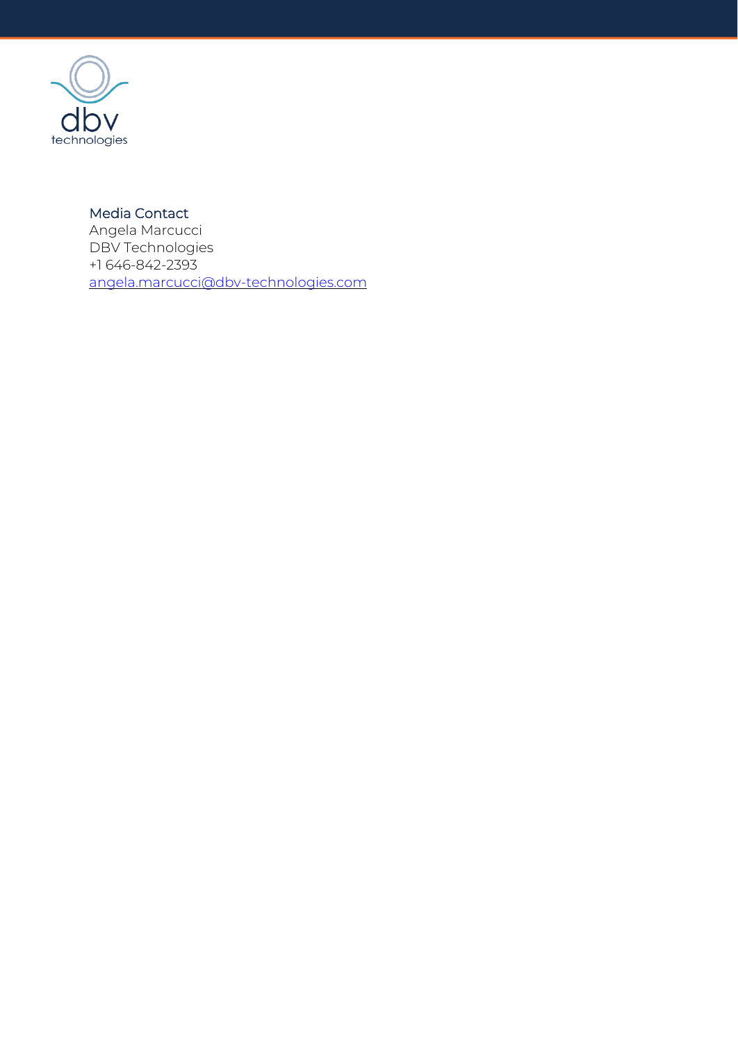Media Contact
Angela Marcucci
DBV Technologies
+1 646-842-2393
angela.marcucci@dbv-technologies.com